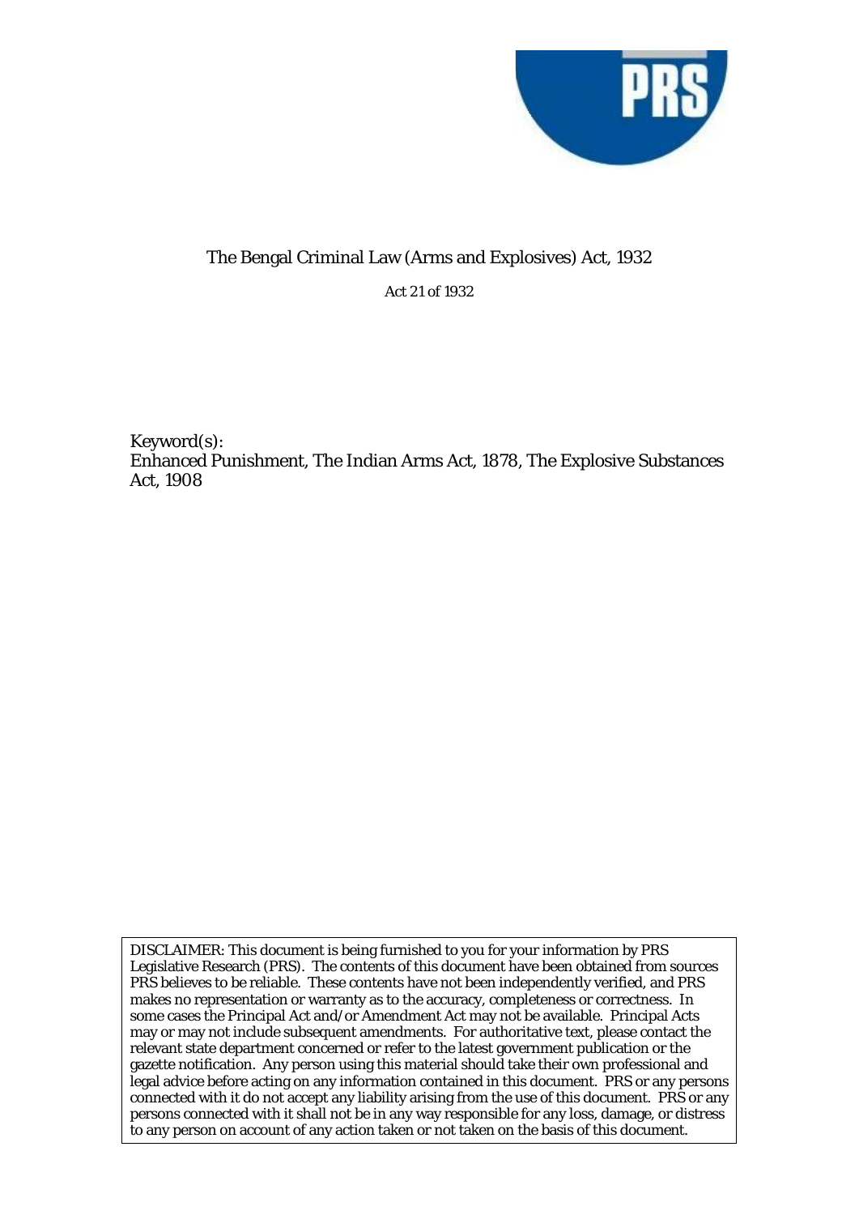# The Bengal Criminal Law (Arms and Explosives) Act, 1932

Act 21 of 1932

Keyword(s):
Enhanced Punishment, The Indian Arms Act, 1878, The Explosive Substances Act, 1908

DISCLAIMER: This document is being furnished to you for your information by PRS Legislative Research (PRS). The contents of this document have been obtained from sources PRS believes to be reliable. These contents have not been independently verified, and PRS makes no representation or warranty as to the accuracy, completeness or correctness. In some cases the Principal Act and/or Amendment Act may not be available. Principal Acts may or may not include subsequent amendments. For authoritative text, please contact the relevant state department concerned or refer to the latest government publication or the gazette notification. Any person using this material should take their own professional and legal advice before acting on any information contained in this document. PRS or any persons connected with it do not accept any liability arising from the use of this document. PRS or any persons connected with it shall not be in any way responsible for any loss, damage, or distress to any person on account of any action taken or not taken on the basis of this document.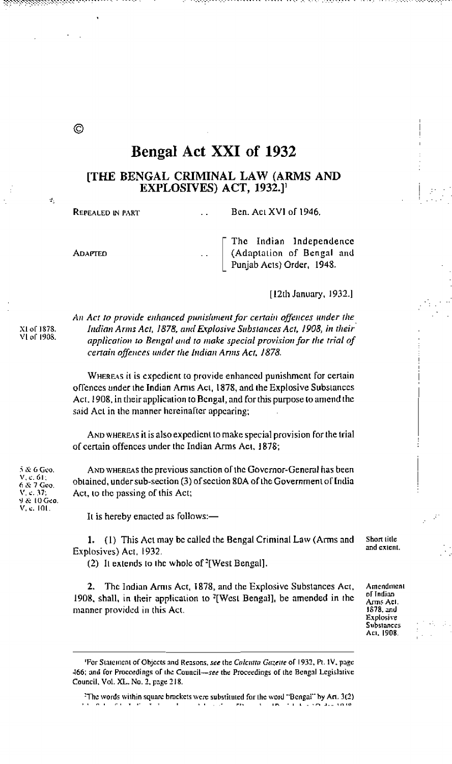©

# Bengal Act XXI of 1932

## [THE BENGAL CRIMINAL LAW (ARMS AND EXPLOSIVES) ACT, 1932.][1]

REPEALED IN PART .. Ben. Act XVI of 1946.

ADAPTED .. The Indian Independence (Adaptation of Bengal and Punjab Acts) Order, 1948.

[12th January, 1932.]

XI of 1878.
VI of 1908.

*An Act to provide enhanced punishment for certain offences under the Indian Arms Act, 1878, and Explosive Substances Act, 1908, in their application to Bengal and to make special provision for the trial of certain offences under the Indian Arms Act, 1878.*

WHEREAS it is expedient to provide enhanced punishment for certain offences under the Indian Arms Act, 1878, and the Explosive Substances Act, 1908, in their application to Bengal, and for this purpose to amend the said Act in the manner hereinafter appearing;

AND WHEREAS it is also expedient to make special provision for the trial of certain offences under the Indian Arms Act, 1878;

5 & 6 Geo. V, c. 61; 6 & 7 Geo. V, c. 37; 9 & 10 Geo. V, c. 101.

AND WHEREAS the previous sanction of the Governor-General has been obtained, under sub-section (3) of section 80A of the Government of India Act, to the passing of this Act;

It is hereby enacted as follows:—

**Short title and extent.**

**1.** (1) This Act may be called the Bengal Criminal Law (Arms and Explosives) Act, 1932.

(2) It extends to the whole of [2][West Bengal].

**Amendment of Indian Arms Act, 1878, and Explosive Substances Act, 1908.**

**2.** The Indian Arms Act, 1878, and the Explosive Substances Act, 1908, shall, in their application to [2][West Bengal], be amended in the manner provided in this Act.

---

[1]For Statement of Objects and Reasons, *see* the *Calcutta Gazette* of 1932, Pt. IV, page 466; and for Proceedings of the Council—*see* the Proceedings of the Bengal Legislative Council, Vol. XL, No. 2, page 218.

[2]The words within square brackets were substituted for the word "Bengal" by Art. 3(2)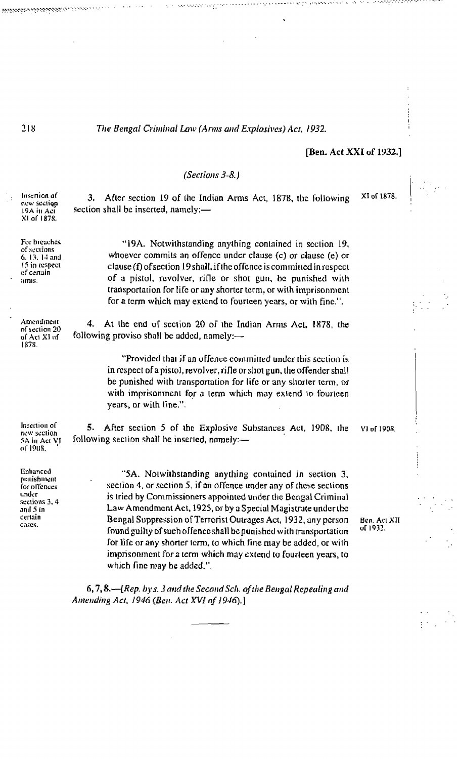*(Sections 3-8.)*

*Insertion of new section 19A in Act XI of 1878.*

3. After section 19 of the Indian Arms Act, 1878, the following section shall be inserted, namely:— XI of 1878.

*For breaches of sections 6, 13, 14 and 15 in respect of certain arms.*

> "19A. Notwithstanding anything contained in section 19, whoever commits an offence under clause (c) or clause (e) or clause (f) of section 19 shall, if the offence is committed in respect of a pistol, revolver, rifle or shot gun, be punished with transportation for life or any shorter term, or with imprisonment for a term which may extend to fourteen years, or with fine.".

*Amendment of section 20 of Act XI of 1878.*

4. At the end of section 20 of the Indian Arms Act, 1878, the following proviso shall be added, namely:—

> "Provided that if an offence committed under this section is in respect of a pistol, revolver, rifle or shot gun, the offender shall be punished with transportation for life or any shorter term, or with imprisonment for a term which may extend to fourteen years, or with fine.".

*Insertion of new section 5A in Act VI of 1908.*

5. After section 5 of the Explosive Substances Act, 1908, the following section shall be inserted, namely:— VI of 1908.

*Enhanced punishment for offences under sections 3, 4 and 5 in certain cases.*

> "5A. Notwithstanding anything contained in section 3, section 4, or section 5, if an offence under any of these sections is tried by Commissioners appointed under the Bengal Criminal Law Amendment Act, 1925, or by a Special Magistrate under the Bengal Suppression of Terrorist Outrages Act, 1932, any person found guilty of such offence shall be punished with transportation for life or any shorter term, to which fine may be added, or with imprisonment for a term which may extend to fourteen years, to which fine may be added.". Ben. Act XII of 1932.

6, 7, 8.—*[Rep. by s. 3 and the Second Sch. of the Bengal Repealing and Amending Act, 1946 (Ben. Act XVI of 1946).]*